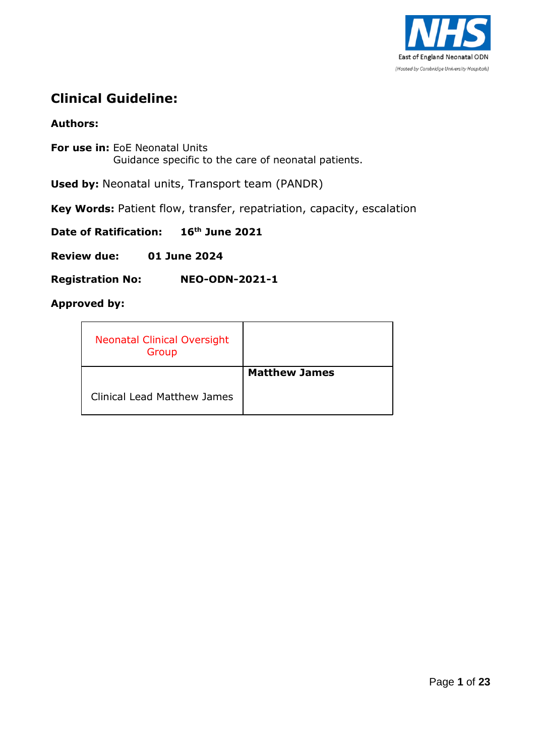East of England Neonatal ODN
(Hosted by Cambridge University Hospitals)

# Clinical Guideline:

**Authors:**

**For use in:** EoE Neonatal Units
Guidance specific to the care of neonatal patients.

**Used by:** Neonatal units, Transport team (PANDR)

**Key Words:** Patient flow, transfer, repatriation, capacity, escalation

**Date of Ratification:** **16th June 2021**

**Review due:** **01 June 2024**

**Registration No:** **NEO-ODN-2021-1**

**Approved by:**

| | |
|---|---|
| Neonatal Clinical Oversight Group | |
| Clinical Lead Matthew James | **Matthew James** |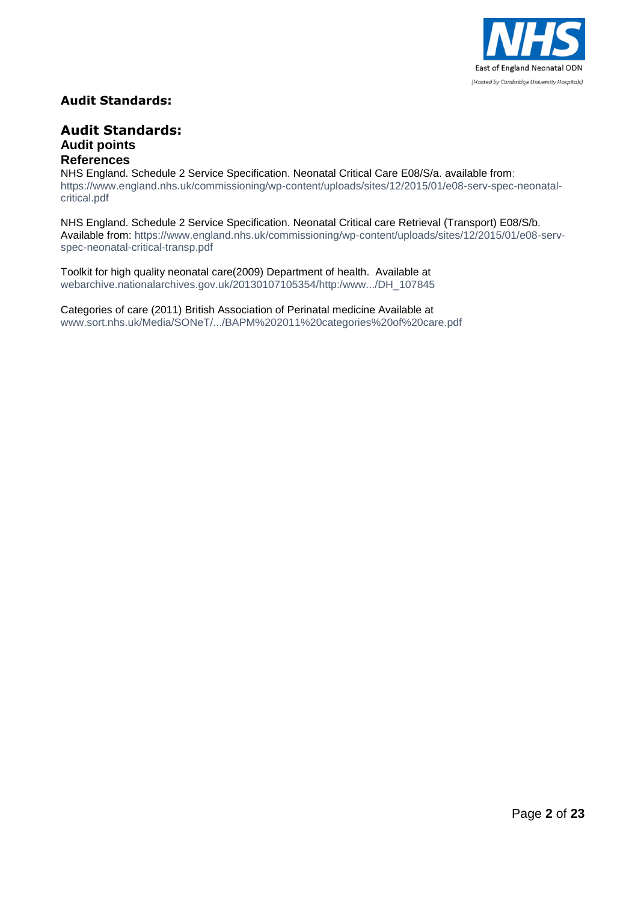## Audit Standards:

## Audit Standards:

### Audit points

### References

NHS England. Schedule 2 Service Specification. Neonatal Critical Care E08/S/a. available from: https://www.england.nhs.uk/commissioning/wp-content/uploads/sites/12/2015/01/e08-serv-spec-neonatal-critical.pdf

NHS England. Schedule 2 Service Specification. Neonatal Critical care Retrieval (Transport) E08/S/b. Available from: https://www.england.nhs.uk/commissioning/wp-content/uploads/sites/12/2015/01/e08-serv-spec-neonatal-critical-transp.pdf

Toolkit for high quality neonatal care(2009) Department of health. Available at webarchive.nationalarchives.gov.uk/20130107105354/http:/www.../DH_107845

Categories of care (2011) British Association of Perinatal medicine Available at www.sort.nhs.uk/Media/SONeT/.../BAPM%202011%20categories%20of%20care.pdf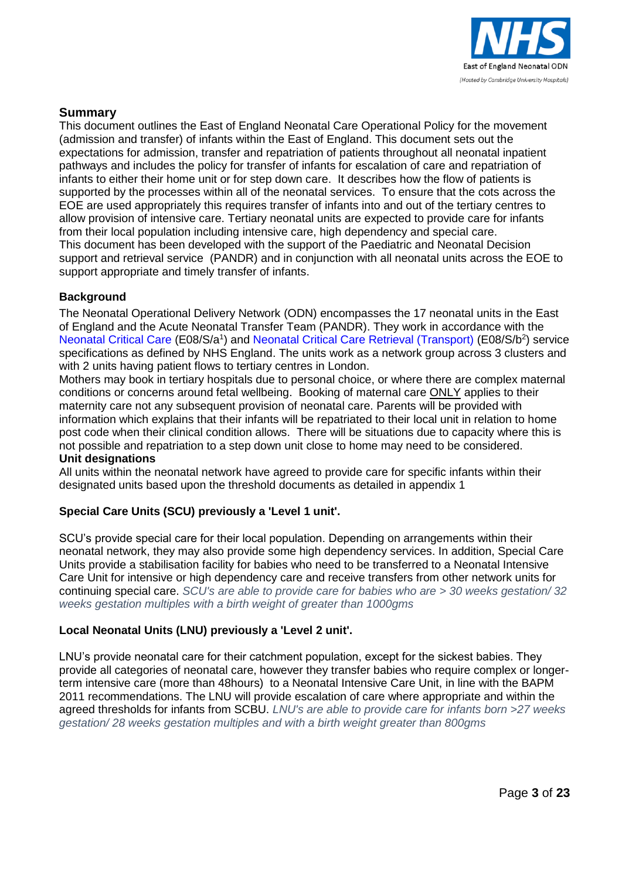## Summary

This document outlines the East of England Neonatal Care Operational Policy for the movement (admission and transfer) of infants within the East of England. This document sets out the expectations for admission, transfer and repatriation of patients throughout all neonatal inpatient pathways and includes the policy for transfer of infants for escalation of care and repatriation of infants to either their home unit or for step down care. It describes how the flow of patients is supported by the processes within all of the neonatal services. To ensure that the cots across the EOE are used appropriately this requires transfer of infants into and out of the tertiary centres to allow provision of intensive care. Tertiary neonatal units are expected to provide care for infants from their local population including intensive care, high dependency and special care.

This document has been developed with the support of the Paediatric and Neonatal Decision support and retrieval service (PANDR) and in conjunction with all neonatal units across the EOE to support appropriate and timely transfer of infants.

### Background

The Neonatal Operational Delivery Network (ODN) encompasses the 17 neonatal units in the East of England and the Acute Neonatal Transfer Team (PANDR). They work in accordance with the Neonatal Critical Care (E08/S/a[1]) and Neonatal Critical Care Retrieval (Transport) (E08/S/b[2]) service specifications as defined by NHS England. The units work as a network group across 3 clusters and with 2 units having patient flows to tertiary centres in London.

Mothers may book in tertiary hospitals due to personal choice, or where there are complex maternal conditions or concerns around fetal wellbeing. Booking of maternal care ONLY applies to their maternity care not any subsequent provision of neonatal care. Parents will be provided with information which explains that their infants will be repatriated to their local unit in relation to home post code when their clinical condition allows. There will be situations due to capacity where this is not possible and repatriation to a step down unit close to home may need to be considered.

### Unit designations

All units within the neonatal network have agreed to provide care for specific infants within their designated units based upon the threshold documents as detailed in appendix 1

### Special Care Units (SCU) previously a 'Level 1 unit'.

SCU's provide special care for their local population. Depending on arrangements within their neonatal network, they may also provide some high dependency services. In addition, Special Care Units provide a stabilisation facility for babies who need to be transferred to a Neonatal Intensive Care Unit for intensive or high dependency care and receive transfers from other network units for continuing special care. *SCU's are able to provide care for babies who are > 30 weeks gestation/ 32 weeks gestation multiples with a birth weight of greater than 1000gms*

### Local Neonatal Units (LNU) previously a 'Level 2 unit'.

LNU's provide neonatal care for their catchment population, except for the sickest babies. They provide all categories of neonatal care, however they transfer babies who require complex or longer-term intensive care (more than 48hours) to a Neonatal Intensive Care Unit, in line with the BAPM 2011 recommendations. The LNU will provide escalation of care where appropriate and within the agreed thresholds for infants from SCBU. *LNU's are able to provide care for infants born >27 weeks gestation/ 28 weeks gestation multiples and with a birth weight greater than 800gms*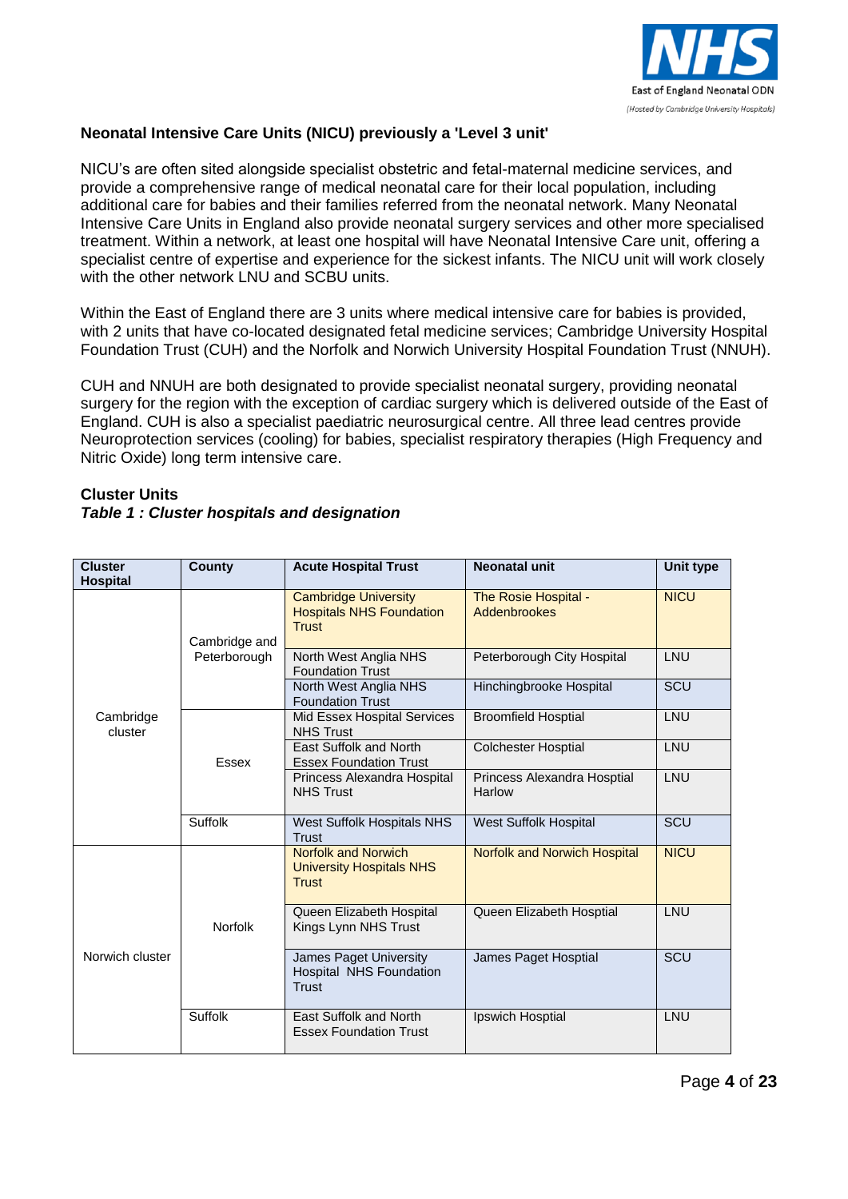**Neonatal Intensive Care Units (NICU) previously a 'Level 3 unit'**

NICU's are often sited alongside specialist obstetric and fetal-maternal medicine services, and provide a comprehensive range of medical neonatal care for their local population, including additional care for babies and their families referred from the neonatal network. Many Neonatal Intensive Care Units in England also provide neonatal surgery services and other more specialised treatment. Within a network, at least one hospital will have Neonatal Intensive Care unit, offering a specialist centre of expertise and experience for the sickest infants. The NICU unit will work closely with the other network LNU and SCBU units.

Within the East of England there are 3 units where medical intensive care for babies is provided, with 2 units that have co-located designated fetal medicine services; Cambridge University Hospital Foundation Trust (CUH) and the Norfolk and Norwich University Hospital Foundation Trust (NNUH).

CUH and NNUH are both designated to provide specialist neonatal surgery, providing neonatal surgery for the region with the exception of cardiac surgery which is delivered outside of the East of England. CUH is also a specialist paediatric neurosurgical centre. All three lead centres provide Neuroprotection services (cooling) for babies, specialist respiratory therapies (High Frequency and Nitric Oxide) long term intensive care.

**Cluster Units**

***Table 1 : Cluster hospitals and designation***

| Cluster Hospital | County | Acute Hospital Trust | Neonatal unit | Unit type |
|---|---|---|---|---|
| Cambridge cluster | Cambridge and Peterborough | Cambridge University Hospitals NHS Foundation Trust | The Rosie Hospital - Addenbrookes | NICU |
| | | North West Anglia NHS Foundation Trust | Peterborough City Hospital | LNU |
| | | North West Anglia NHS Foundation Trust | Hinchingbrooke Hospital | SCU |
| | Essex | Mid Essex Hospital Services NHS Trust | Broomfield Hosptial | LNU |
| | | East Suffolk and North Essex Foundation Trust | Colchester Hosptial | LNU |
| | | Princess Alexandra Hospital NHS Trust | Princess Alexandra Hosptial Harlow | LNU |
| | Suffolk | West Suffolk Hospitals NHS Trust | West Suffolk Hospital | SCU |
| Norwich cluster | Norfolk | Norfolk and Norwich University Hospitals NHS Trust | Norfolk and Norwich Hospital | NICU |
| | | Queen Elizabeth Hospital Kings Lynn NHS Trust | Queen Elizabeth Hosptial | LNU |
| | | James Paget University Hospital NHS Foundation Trust | James Paget Hosptial | SCU |
| | Suffolk | East Suffolk and North Essex Foundation Trust | Ipswich Hosptial | LNU |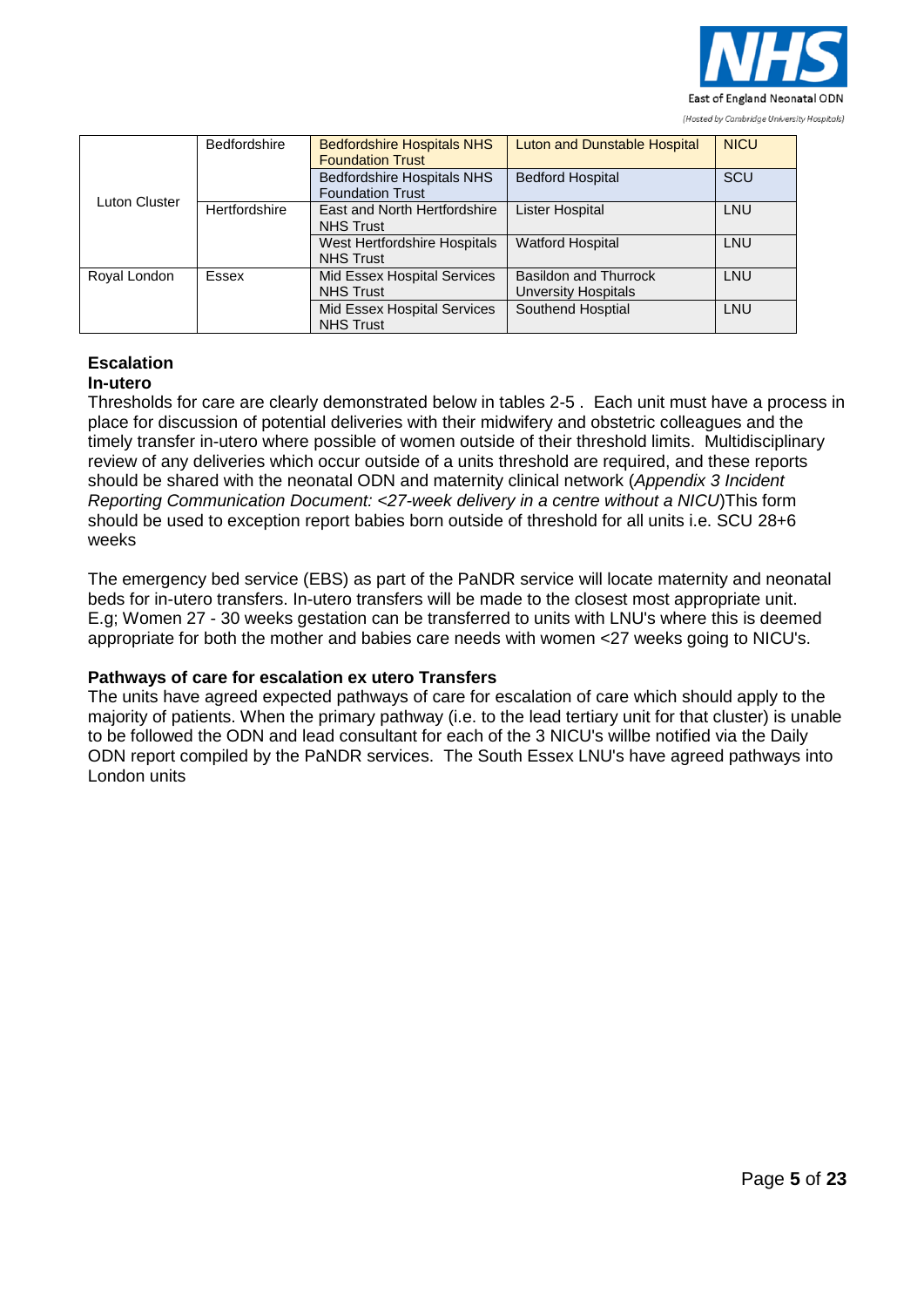| | | | | |
|---|---|---|---|---|
| Luton Cluster | Bedfordshire | Bedfordshire Hospitals NHS Foundation Trust | Luton and Dunstable Hospital | NICU |
| | | Bedfordshire Hospitals NHS Foundation Trust | Bedford Hospital | SCU |
| | Hertfordshire | East and North Hertfordshire NHS Trust | Lister Hospital | LNU |
| | | West Hertfordshire Hospitals NHS Trust | Watford Hospital | LNU |
| Royal London | Essex | Mid Essex Hospital Services NHS Trust | Basildon and Thurrock Unversity Hospitals | LNU |
| | | Mid Essex Hospital Services NHS Trust | Southend Hosptial | LNU |

**Escalation**

**In-utero**

Thresholds for care are clearly demonstrated below in tables 2-5 . Each unit must have a process in place for discussion of potential deliveries with their midwifery and obstetric colleagues and the timely transfer in-utero where possible of women outside of their threshold limits. Multidisciplinary review of any deliveries which occur outside of a units threshold are required, and these reports should be shared with the neonatal ODN and maternity clinical network (*Appendix 3 Incident Reporting Communication Document: <27-week delivery in a centre without a NICU*)This form should be used to exception report babies born outside of threshold for all units i.e. SCU 28+6 weeks

The emergency bed service (EBS) as part of the PaNDR service will locate maternity and neonatal beds for in-utero transfers. In-utero transfers will be made to the closest most appropriate unit. E.g; Women 27 - 30 weeks gestation can be transferred to units with LNU's where this is deemed appropriate for both the mother and babies care needs with women <27 weeks going to NICU's.

**Pathways of care for escalation ex utero Transfers**

The units have agreed expected pathways of care for escalation of care which should apply to the majority of patients. When the primary pathway (i.e. to the lead tertiary unit for that cluster) is unable to be followed the ODN and lead consultant for each of the 3 NICU's willbe notified via the Daily ODN report compiled by the PaNDR services. The South Essex LNU's have agreed pathways into London units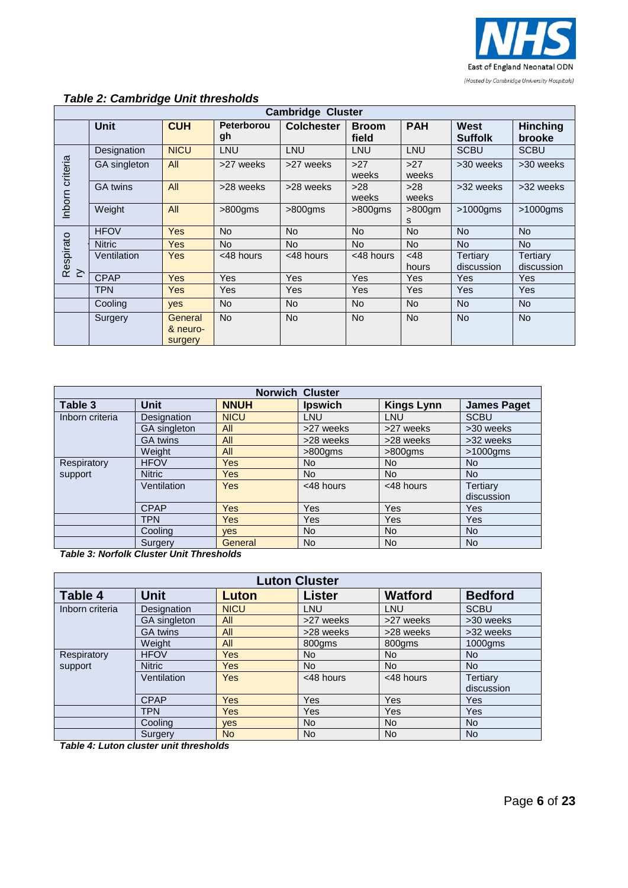*Table 2: Cambridge Unit thresholds*

| Cambridge Cluster | | | | | | | | |
|---|---|---|---|---|---|---|---|---|
| | **Unit** | **CUH** | **Peterborough** | **Colchester** | **Broom field** | **PAH** | **West Suffolk** | **Hinching brooke** |
| Inborn criteria | Designation | NICU | LNU | LNU | LNU | LNU | SCBU | SCBU |
| | GA singleton | All | >27 weeks | >27 weeks | >27 weeks | >27 weeks | >30 weeks | >30 weeks |
| | GA twins | All | >28 weeks | >28 weeks | >28 weeks | >28 weeks | >32 weeks | >32 weeks |
| | Weight | All | >800gms | >800gms | >800gms | >800gms | >1000gms | >1000gms |
| Respiratory | HFOV | Yes | No | No | No | No | No | No |
| | Nitric | Yes | No | No | No | No | No | No |
| | Ventilation | Yes | <48 hours | <48 hours | <48 hours | <48 hours | Tertiary discussion | Tertiary discussion |
| | CPAP | Yes | Yes | Yes | Yes | Yes | Yes | Yes |
| | TPN | Yes | Yes | Yes | Yes | Yes | Yes | Yes |
| | Cooling | yes | No | No | No | No | No | No |
| | Surgery | General & neuro-surgery | No | No | No | No | No | No |

| Norwich Cluster | | | | | |
|---|---|---|---|---|---|
| **Table 3** | **Unit** | **NNUH** | **Ipswich** | **Kings Lynn** | **James Paget** |
| Inborn criteria | Designation | NICU | LNU | LNU | SCBU |
| | GA singleton | All | >27 weeks | >27 weeks | >30 weeks |
| | GA twins | All | >28 weeks | >28 weeks | >32 weeks |
| | Weight | All | >800gms | >800gms | >1000gms |
| Respiratory support | HFOV | Yes | No | No | No |
| | Nitric | Yes | No | No | No |
| | Ventilation | Yes | <48 hours | <48 hours | Tertiary discussion |
| | CPAP | Yes | Yes | Yes | Yes |
| | TPN | Yes | Yes | Yes | Yes |
| | Cooling | yes | No | No | No |
| | Surgery | General | No | No | No |

*Table 3: Norfolk Cluster Unit Thresholds*

| Luton Cluster | | | | | |
|---|---|---|---|---|---|
| **Table 4** | **Unit** | **Luton** | **Lister** | **Watford** | **Bedford** |
| Inborn criteria | Designation | NICU | LNU | LNU | SCBU |
| | GA singleton | All | >27 weeks | >27 weeks | >30 weeks |
| | GA twins | All | >28 weeks | >28 weeks | >32 weeks |
| | Weight | All | 800gms | 800gms | 1000gms |
| Respiratory support | HFOV | Yes | No | No | No |
| | Nitric | Yes | No | No | No |
| | Ventilation | Yes | <48 hours | <48 hours | Tertiary discussion |
| | CPAP | Yes | Yes | Yes | Yes |
| | TPN | Yes | Yes | Yes | Yes |
| | Cooling | yes | No | No | No |
| | Surgery | No | No | No | No |

*Table 4: Luton cluster unit thresholds*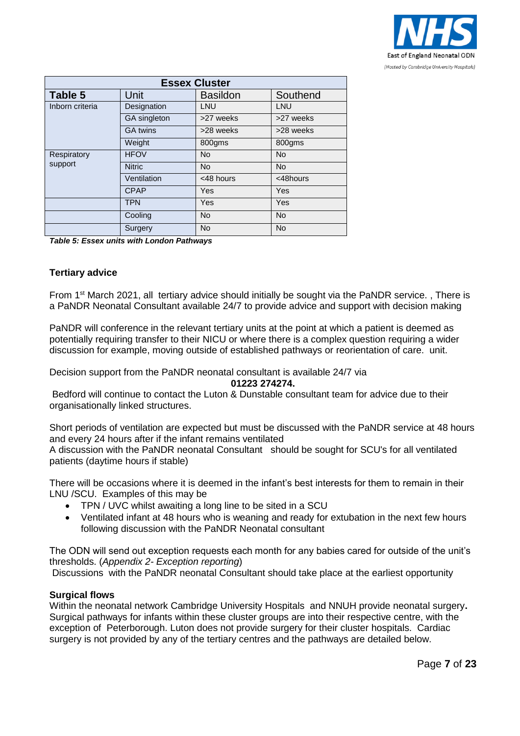| Essex Cluster | | | |
|---|---|---|---|
| **Table 5** | Unit | Basildon | Southend |
| Inborn criteria | Designation | LNU | LNU |
| | GA singleton | >27 weeks | >27 weeks |
| | GA twins | >28 weeks | >28 weeks |
| | Weight | 800gms | 800gms |
| Respiratory support | HFOV | No | No |
| | Nitric | No | No |
| | Ventilation | <48 hours | <48hours |
| | CPAP | Yes | Yes |
| | TPN | Yes | Yes |
| | Cooling | No | No |
| | Surgery | No | No |

***Table 5: Essex units with London Pathways***

**Tertiary advice**

From 1st March 2021, all tertiary advice should initially be sought via the PaNDR service. , There is a PaNDR Neonatal Consultant available 24/7 to provide advice and support with decision making

PaNDR will conference in the relevant tertiary units at the point at which a patient is deemed as potentially requiring transfer to their NICU or where there is a complex question requiring a wider discussion for example, moving outside of established pathways or reorientation of care. unit.

Decision support from the PaNDR neonatal consultant is available 24/7 via

**01223 274274.**

Bedford will continue to contact the Luton & Dunstable consultant team for advice due to their organisationally linked structures.

Short periods of ventilation are expected but must be discussed with the PaNDR service at 48 hours and every 24 hours after if the infant remains ventilated
A discussion with the PaNDR neonatal Consultant should be sought for SCU's for all ventilated patients (daytime hours if stable)

There will be occasions where it is deemed in the infant's best interests for them to remain in their LNU /SCU. Examples of this may be

- TPN / UVC whilst awaiting a long line to be sited in a SCU
- Ventilated infant at 48 hours who is weaning and ready for extubation in the next few hours following discussion with the PaNDR Neonatal consultant

The ODN will send out exception requests each month for any babies cared for outside of the unit's thresholds. (*Appendix 2- Exception reporting*)
Discussions with the PaNDR neonatal Consultant should take place at the earliest opportunity

**Surgical flows**

Within the neonatal network Cambridge University Hospitals and NNUH provide neonatal surgery**.** Surgical pathways for infants within these cluster groups are into their respective centre, with the exception of Peterborough. Luton does not provide surgery for their cluster hospitals. Cardiac surgery is not provided by any of the tertiary centres and the pathways are detailed below.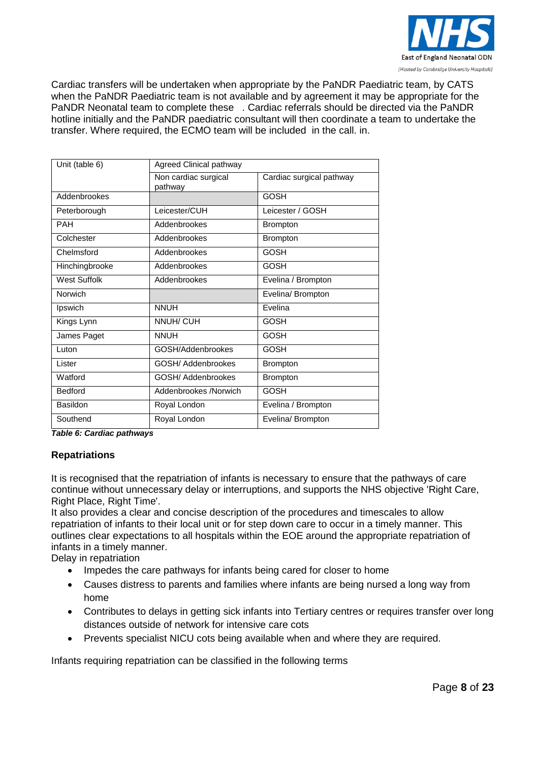Cardiac transfers will be undertaken when appropriate by the PaNDR Paediatric team, by CATS when the PaNDR Paediatric team is not available and by agreement it may be appropriate for the PaNDR Neonatal team to complete these . Cardiac referrals should be directed via the PaNDR hotline initially and the PaNDR paediatric consultant will then coordinate a team to undertake the transfer. Where required, the ECMO team will be included in the call. in.

| Unit (table 6) | Agreed Clinical pathway | |
|---|---|---|
| | Non cardiac surgical pathway | Cardiac surgical pathway |
| Addenbrookes | | GOSH |
| Peterborough | Leicester/CUH | Leicester / GOSH |
| PAH | Addenbrookes | Brompton |
| Colchester | Addenbrookes | Brompton |
| Chelmsford | Addenbrookes | GOSH |
| Hinchingbrooke | Addenbrookes | GOSH |
| West Suffolk | Addenbrookes | Evelina / Brompton |
| Norwich | | Evelina/ Brompton |
| Ipswich | NNUH | Evelina |
| Kings Lynn | NNUH/ CUH | GOSH |
| James Paget | NNUH | GOSH |
| Luton | GOSH/Addenbrookes | GOSH |
| Lister | GOSH/ Addenbrookes | Brompton |
| Watford | GOSH/ Addenbrookes | Brompton |
| Bedford | Addenbrookes /Norwich | GOSH |
| Basildon | Royal London | Evelina / Brompton |
| Southend | Royal London | Evelina/ Brompton |

***Table 6: Cardiac pathways***

### Repatriations

It is recognised that the repatriation of infants is necessary to ensure that the pathways of care continue without unnecessary delay or interruptions, and supports the NHS objective 'Right Care, Right Place, Right Time'.
It also provides a clear and concise description of the procedures and timescales to allow repatriation of infants to their local unit or for step down care to occur in a timely manner. This outlines clear expectations to all hospitals within the EOE around the appropriate repatriation of infants in a timely manner.
Delay in repatriation

- Impedes the care pathways for infants being cared for closer to home
- Causes distress to parents and families where infants are being nursed a long way from home
- Contributes to delays in getting sick infants into Tertiary centres or requires transfer over long distances outside of network for intensive care cots
- Prevents specialist NICU cots being available when and where they are required.

Infants requiring repatriation can be classified in the following terms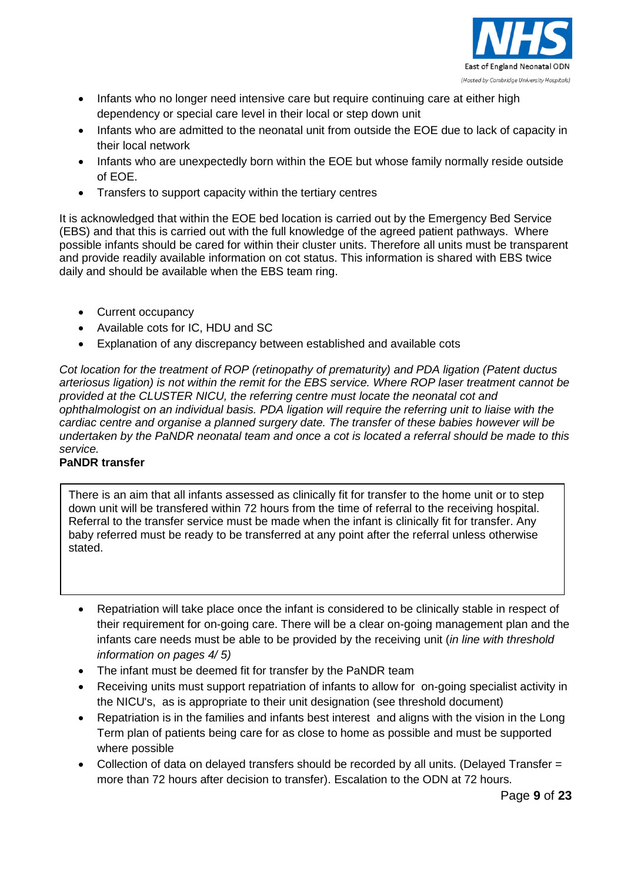- Infants who no longer need intensive care but require continuing care at either high dependency or special care level in their local or step down unit
- Infants who are admitted to the neonatal unit from outside the EOE due to lack of capacity in their local network
- Infants who are unexpectedly born within the EOE but whose family normally reside outside of EOE.
- Transfers to support capacity within the tertiary centres

It is acknowledged that within the EOE bed location is carried out by the Emergency Bed Service (EBS) and that this is carried out with the full knowledge of the agreed patient pathways. Where possible infants should be cared for within their cluster units. Therefore all units must be transparent and provide readily available information on cot status. This information is shared with EBS twice daily and should be available when the EBS team ring.

- Current occupancy
- Available cots for IC, HDU and SC
- Explanation of any discrepancy between established and available cots

*Cot location for the treatment of ROP (retinopathy of prematurity) and PDA ligation (Patent ductus arteriosus ligation) is not within the remit for the EBS service. Where ROP laser treatment cannot be provided at the CLUSTER NICU, the referring centre must locate the neonatal cot and ophthalmologist on an individual basis. PDA ligation will require the referring unit to liaise with the cardiac centre and organise a planned surgery date. The transfer of these babies however will be undertaken by the PaNDR neonatal team and once a cot is located a referral should be made to this service.*

**PaNDR transfer**

There is an aim that all infants assessed as clinically fit for transfer to the home unit or to step down unit will be transfered within 72 hours from the time of referral to the receiving hospital. Referral to the transfer service must be made when the infant is clinically fit for transfer. Any baby referred must be ready to be transferred at any point after the referral unless otherwise stated.

- Repatriation will take place once the infant is considered to be clinically stable in respect of their requirement for on-going care. There will be a clear on-going management plan and the infants care needs must be able to be provided by the receiving unit (*in line with threshold information on pages 4/ 5)*
- The infant must be deemed fit for transfer by the PaNDR team
- Receiving units must support repatriation of infants to allow for on-going specialist activity in the NICU's, as is appropriate to their unit designation (see threshold document)
- Repatriation is in the families and infants best interest and aligns with the vision in the Long Term plan of patients being care for as close to home as possible and must be supported where possible
- Collection of data on delayed transfers should be recorded by all units. (Delayed Transfer = more than 72 hours after decision to transfer). Escalation to the ODN at 72 hours.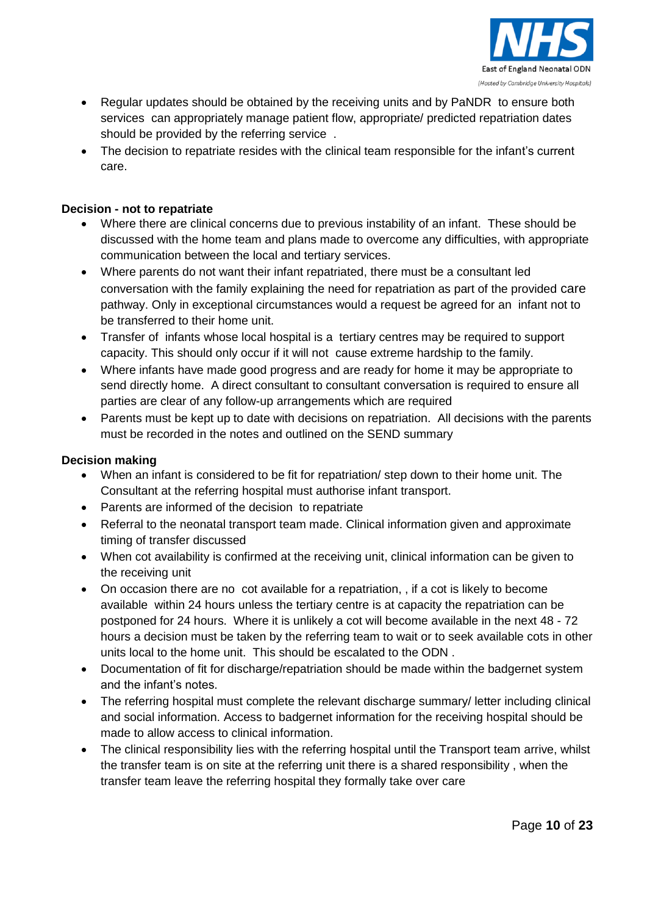- Regular updates should be obtained by the receiving units and by PaNDR to ensure both services can appropriately manage patient flow, appropriate/ predicted repatriation dates should be provided by the referring service .
- The decision to repatriate resides with the clinical team responsible for the infant's current care.

**Decision - not to repatriate**

- Where there are clinical concerns due to previous instability of an infant. These should be discussed with the home team and plans made to overcome any difficulties, with appropriate communication between the local and tertiary services.
- Where parents do not want their infant repatriated, there must be a consultant led conversation with the family explaining the need for repatriation as part of the provided care pathway. Only in exceptional circumstances would a request be agreed for an infant not to be transferred to their home unit.
- Transfer of infants whose local hospital is a tertiary centres may be required to support capacity. This should only occur if it will not cause extreme hardship to the family.
- Where infants have made good progress and are ready for home it may be appropriate to send directly home. A direct consultant to consultant conversation is required to ensure all parties are clear of any follow-up arrangements which are required
- Parents must be kept up to date with decisions on repatriation. All decisions with the parents must be recorded in the notes and outlined on the SEND summary

**Decision making**

- When an infant is considered to be fit for repatriation/ step down to their home unit. The Consultant at the referring hospital must authorise infant transport.
- Parents are informed of the decision to repatriate
- Referral to the neonatal transport team made. Clinical information given and approximate timing of transfer discussed
- When cot availability is confirmed at the receiving unit, clinical information can be given to the receiving unit
- On occasion there are no cot available for a repatriation, , if a cot is likely to become available within 24 hours unless the tertiary centre is at capacity the repatriation can be postponed for 24 hours. Where it is unlikely a cot will become available in the next 48 - 72 hours a decision must be taken by the referring team to wait or to seek available cots in other units local to the home unit. This should be escalated to the ODN .
- Documentation of fit for discharge/repatriation should be made within the badgernet system and the infant's notes.
- The referring hospital must complete the relevant discharge summary/ letter including clinical and social information. Access to badgernet information for the receiving hospital should be made to allow access to clinical information.
- The clinical responsibility lies with the referring hospital until the Transport team arrive, whilst the transfer team is on site at the referring unit there is a shared responsibility , when the transfer team leave the referring hospital they formally take over care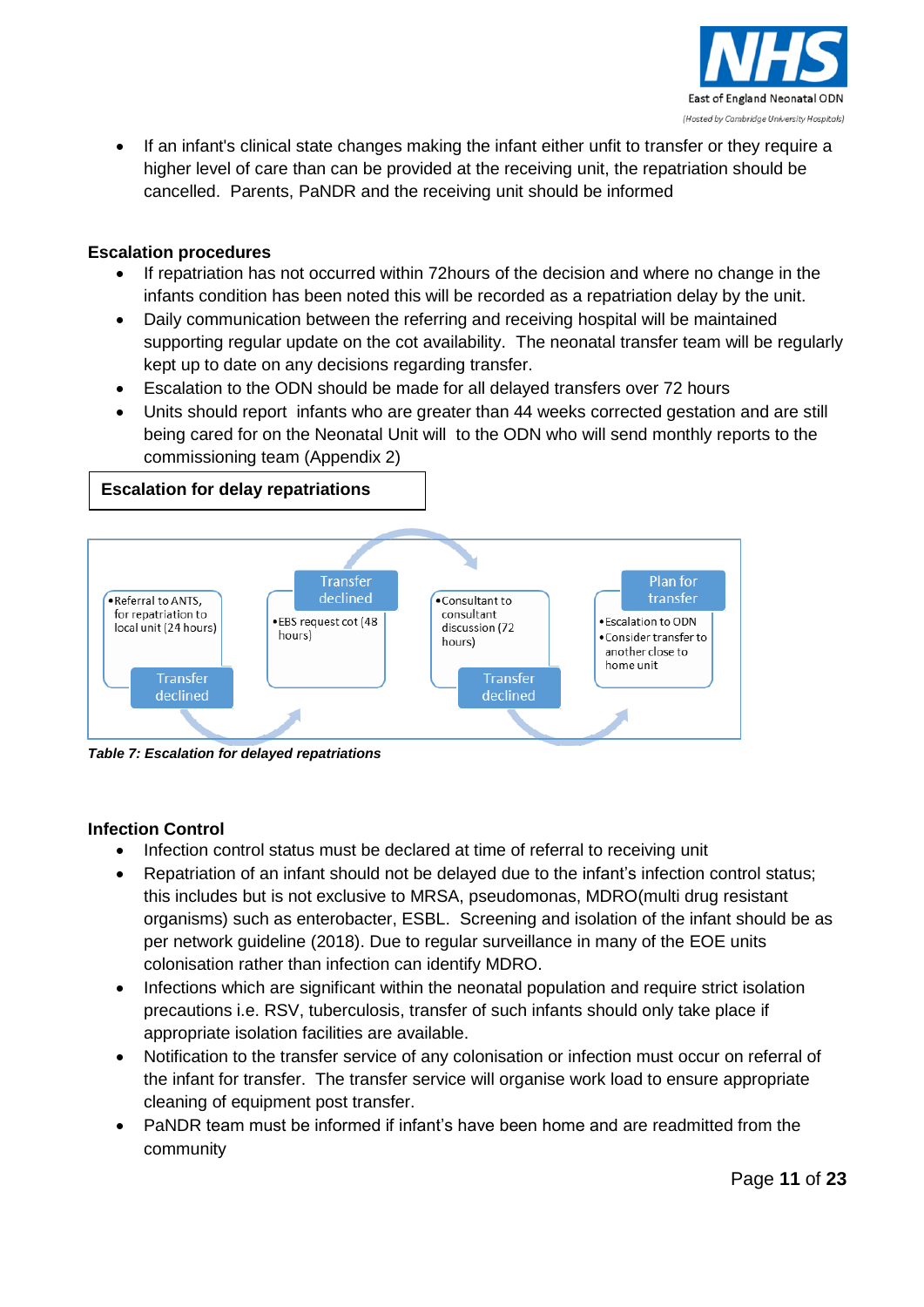- If an infant's clinical state changes making the infant either unfit to transfer or they require a higher level of care than can be provided at the receiving unit, the repatriation should be cancelled. Parents, PaNDR and the receiving unit should be informed

**Escalation procedures**

- If repatriation has not occurred within 72hours of the decision and where no change in the infants condition has been noted this will be recorded as a repatriation delay by the unit.
- Daily communication between the referring and receiving hospital will be maintained supporting regular update on the cot availability. The neonatal transfer team will be regularly kept up to date on any decisions regarding transfer.
- Escalation to the ODN should be made for all delayed transfers over 72 hours
- Units should report infants who are greater than 44 weeks corrected gestation and are still being cared for on the Neonatal Unit will to the ODN who will send monthly reports to the commissioning team (Appendix 2)

**Escalation for delay repatriations**

| Step | Action | Outcome |
|---|---|---|
| 1 | Referral to ANTS, for repatriation to local unit (24 hours) | Transfer declined |
| 2 | EBS request cot (48 hours) | Transfer declined |
| 3 | Consultant to consultant discussion (72 hours) | Transfer declined |
| 4 | Escalation to ODN; Consider transfer to another close to home unit | Plan for transfer |

*Table 7: Escalation for delayed repatriations*

**Infection Control**

- Infection control status must be declared at time of referral to receiving unit
- Repatriation of an infant should not be delayed due to the infant's infection control status; this includes but is not exclusive to MRSA, pseudomonas, MDRO(multi drug resistant organisms) such as enterobacter, ESBL. Screening and isolation of the infant should be as per network guideline (2018). Due to regular surveillance in many of the EOE units colonisation rather than infection can identify MDRO.
- Infections which are significant within the neonatal population and require strict isolation precautions i.e. RSV, tuberculosis, transfer of such infants should only take place if appropriate isolation facilities are available.
- Notification to the transfer service of any colonisation or infection must occur on referral of the infant for transfer. The transfer service will organise work load to ensure appropriate cleaning of equipment post transfer.
- PaNDR team must be informed if infant's have been home and are readmitted from the community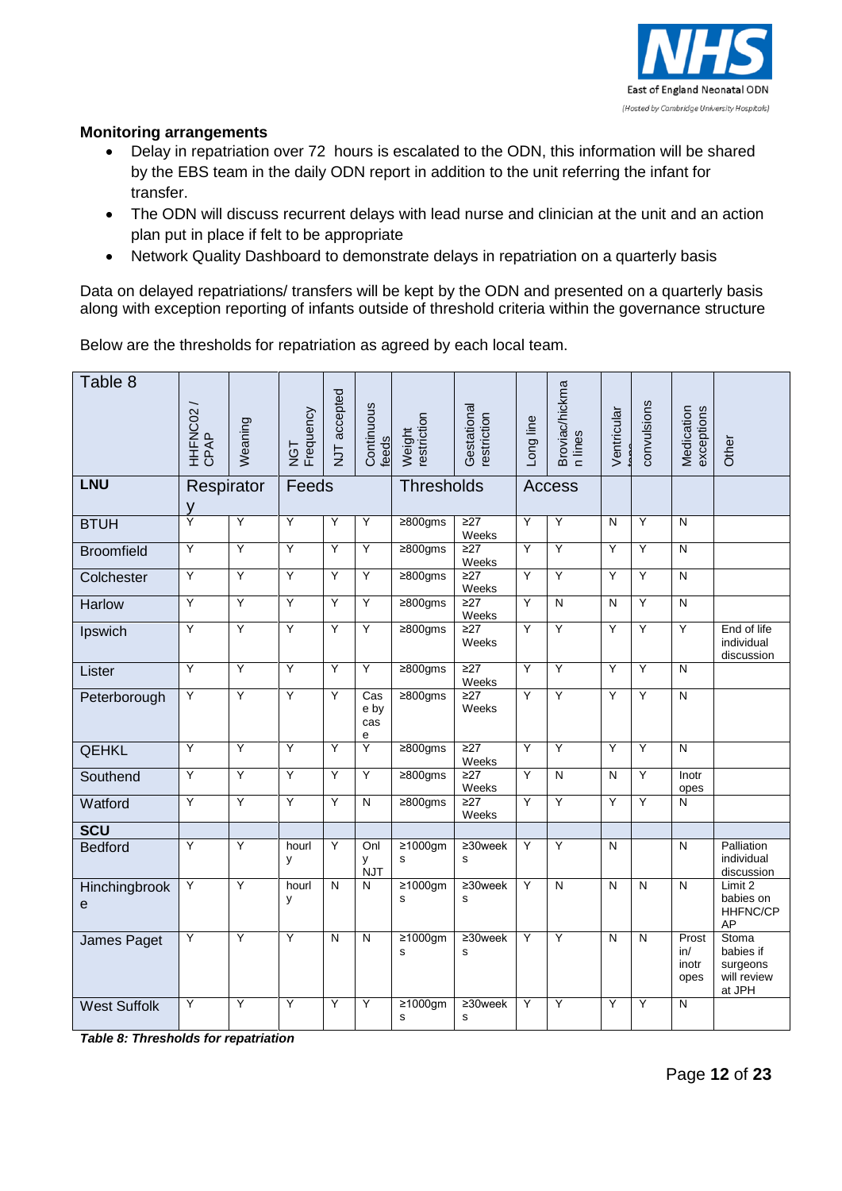**Monitoring arrangements**

- Delay in repatriation over 72 hours is escalated to the ODN, this information will be shared by the EBS team in the daily ODN report in addition to the unit referring the infant for transfer.
- The ODN will discuss recurrent delays with lead nurse and clinician at the unit and an action plan put in place if felt to be appropriate
- Network Quality Dashboard to demonstrate delays in repatriation on a quarterly basis

Data on delayed repatriations/ transfers will be kept by the ODN and presented on a quarterly basis along with exception reporting of infants outside of threshold criteria within the governance structure

Below are the thresholds for repatriation as agreed by each local team.

| Table 8 | HHFNC02 / CPAP | Weaning | NGT Frequency | NJT accepted | Continuous feeds | Weight restriction | Gestational restriction | Long line | Broviac/hickman lines | Ventricular taps | convulsions | Medication exceptions | Other |
|---|---|---|---|---|---|---|---|---|---|---|---|---|---|
| **LNU** | Respiratory | | Feeds | | | Thresholds | | Access | | | | | |
| BTUH | Y | Y | Y | Y | Y | ≥800gms | ≥27 Weeks | Y | Y | N | Y | N | |
| Broomfield | Y | Y | Y | Y | Y | ≥800gms | ≥27 Weeks | Y | Y | Y | Y | N | |
| Colchester | Y | Y | Y | Y | Y | ≥800gms | ≥27 Weeks | Y | Y | Y | Y | N | |
| Harlow | Y | Y | Y | Y | Y | ≥800gms | ≥27 Weeks | Y | N | N | Y | N | |
| Ipswich | Y | Y | Y | Y | Y | ≥800gms | ≥27 Weeks | Y | Y | Y | Y | Y | End of life individual discussion |
| Lister | Y | Y | Y | Y | Y | ≥800gms | ≥27 Weeks | Y | Y | Y | Y | N | |
| Peterborough | Y | Y | Y | Y | Case by case | ≥800gms | ≥27 Weeks | Y | Y | Y | Y | N | |
| QEHKL | Y | Y | Y | Y | Y | ≥800gms | ≥27 Weeks | Y | Y | Y | Y | N | |
| Southend | Y | Y | Y | Y | Y | ≥800gms | ≥27 Weeks | Y | N | N | Y | Inotropes | |
| Watford | Y | Y | Y | Y | N | ≥800gms | ≥27 Weeks | Y | Y | Y | Y | N | |
| **SCU** | | | | | | | | | | | | | |
| Bedford | Y | Y | hourly | Y | Only NJT | ≥1000gms | ≥30weeks | Y | Y | N | | N | Palliation individual discussion |
| Hinchingbrooke | Y | Y | hourly | N | N | ≥1000gms | ≥30weeks | Y | N | N | N | N | Limit 2 babies on HHFNC/CPAP |
| James Paget | Y | Y | Y | N | N | ≥1000gms | ≥30weeks | Y | Y | N | N | Prostin/ inotropes | Stoma babies if surgeons will review at JPH |
| West Suffolk | Y | Y | Y | Y | Y | ≥1000gms | ≥30weeks | Y | Y | Y | Y | N | |

***Table 8: Thresholds for repatriation***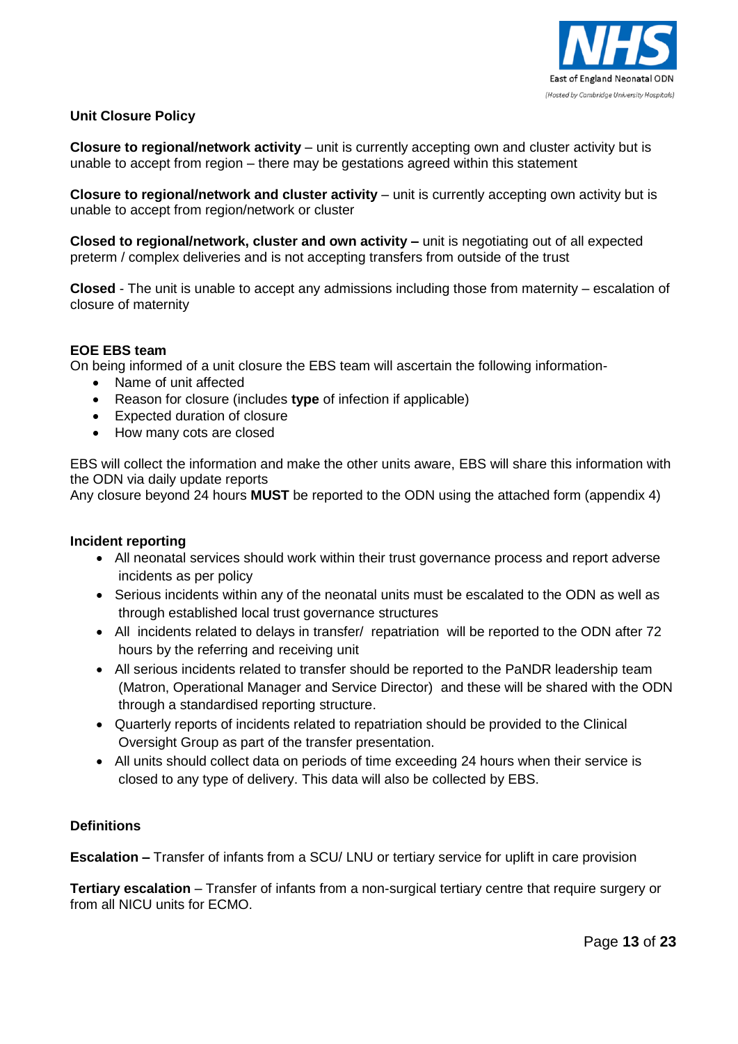**Unit Closure Policy**

**Closure to regional/network activity** – unit is currently accepting own and cluster activity but is unable to accept from region – there may be gestations agreed within this statement

**Closure to regional/network and cluster activity** – unit is currently accepting own activity but is unable to accept from region/network or cluster

**Closed to regional/network, cluster and own activity –** unit is negotiating out of all expected preterm / complex deliveries and is not accepting transfers from outside of the trust

**Closed** - The unit is unable to accept any admissions including those from maternity – escalation of closure of maternity

**EOE EBS team**

On being informed of a unit closure the EBS team will ascertain the following information-

- Name of unit affected
- Reason for closure (includes **type** of infection if applicable)
- Expected duration of closure
- How many cots are closed

EBS will collect the information and make the other units aware, EBS will share this information with the ODN via daily update reports

Any closure beyond 24 hours **MUST** be reported to the ODN using the attached form (appendix 4)

**Incident reporting**

- All neonatal services should work within their trust governance process and report adverse incidents as per policy
- Serious incidents within any of the neonatal units must be escalated to the ODN as well as through established local trust governance structures
- All incidents related to delays in transfer/ repatriation will be reported to the ODN after 72 hours by the referring and receiving unit
- All serious incidents related to transfer should be reported to the PaNDR leadership team (Matron, Operational Manager and Service Director) and these will be shared with the ODN through a standardised reporting structure.
- Quarterly reports of incidents related to repatriation should be provided to the Clinical Oversight Group as part of the transfer presentation.
- All units should collect data on periods of time exceeding 24 hours when their service is closed to any type of delivery. This data will also be collected by EBS.

**Definitions**

**Escalation –** Transfer of infants from a SCU/ LNU or tertiary service for uplift in care provision

**Tertiary escalation** – Transfer of infants from a non-surgical tertiary centre that require surgery or from all NICU units for ECMO.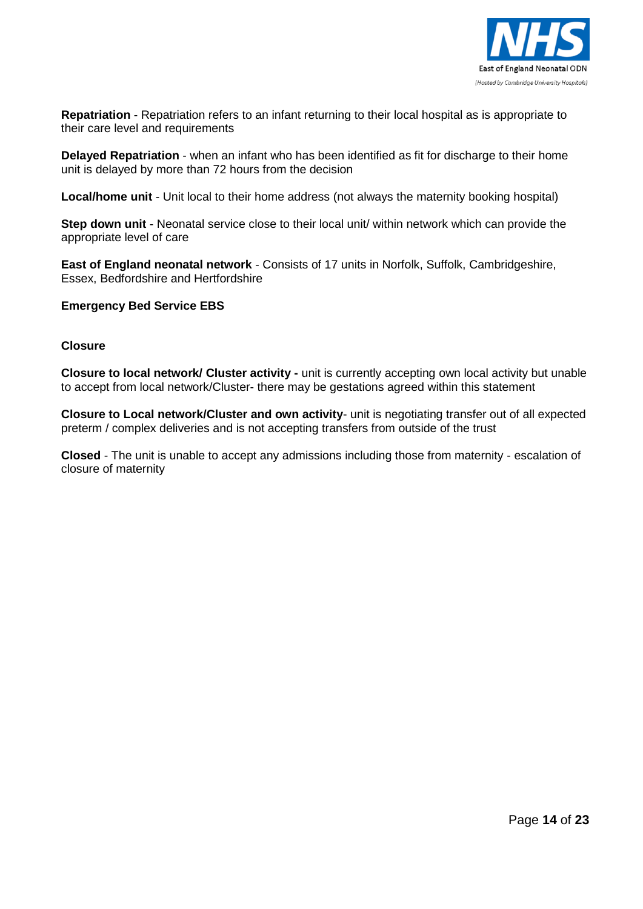**Repatriation** - Repatriation refers to an infant returning to their local hospital as is appropriate to their care level and requirements

**Delayed Repatriation** - when an infant who has been identified as fit for discharge to their home unit is delayed by more than 72 hours from the decision

**Local/home unit** - Unit local to their home address (not always the maternity booking hospital)

**Step down unit** - Neonatal service close to their local unit/ within network which can provide the appropriate level of care

**East of England neonatal network** - Consists of 17 units in Norfolk, Suffolk, Cambridgeshire, Essex, Bedfordshire and Hertfordshire

**Emergency Bed Service EBS**

**Closure**

**Closure to local network/ Cluster activity -** unit is currently accepting own local activity but unable to accept from local network/Cluster- there may be gestations agreed within this statement

**Closure to Local network/Cluster and own activity**- unit is negotiating transfer out of all expected preterm / complex deliveries and is not accepting transfers from outside of the trust

**Closed** - The unit is unable to accept any admissions including those from maternity - escalation of closure of maternity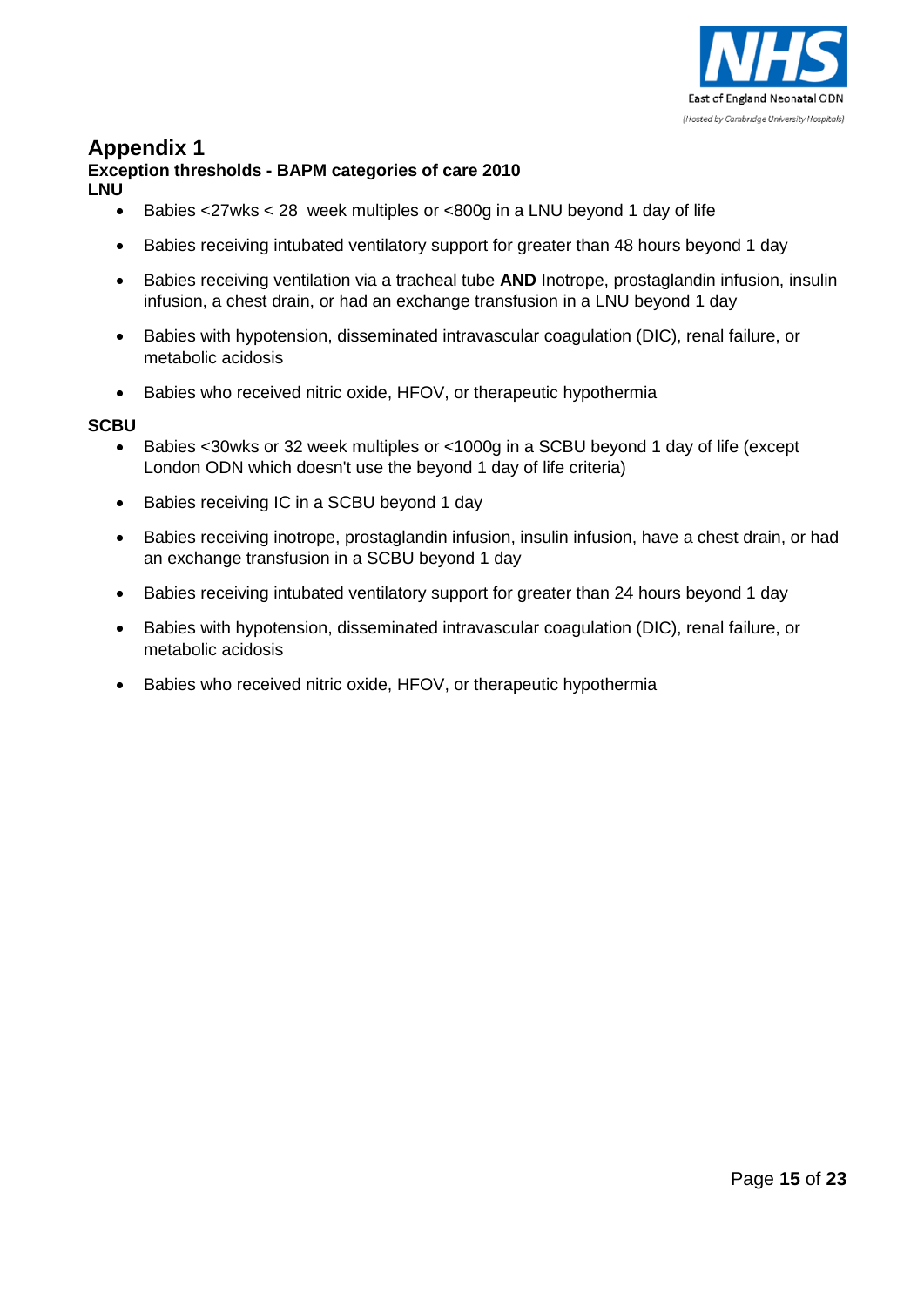# Appendix 1

### Exception thresholds - BAPM categories of care 2010

**LNU**

- Babies <27wks < 28 week multiples or <800g in a LNU beyond 1 day of life
- Babies receiving intubated ventilatory support for greater than 48 hours beyond 1 day
- Babies receiving ventilation via a tracheal tube **AND** Inotrope, prostaglandin infusion, insulin infusion, a chest drain, or had an exchange transfusion in a LNU beyond 1 day
- Babies with hypotension, disseminated intravascular coagulation (DIC), renal failure, or metabolic acidosis
- Babies who received nitric oxide, HFOV, or therapeutic hypothermia

**SCBU**

- Babies <30wks or 32 week multiples or <1000g in a SCBU beyond 1 day of life (except London ODN which doesn't use the beyond 1 day of life criteria)
- Babies receiving IC in a SCBU beyond 1 day
- Babies receiving inotrope, prostaglandin infusion, insulin infusion, have a chest drain, or had an exchange transfusion in a SCBU beyond 1 day
- Babies receiving intubated ventilatory support for greater than 24 hours beyond 1 day
- Babies with hypotension, disseminated intravascular coagulation (DIC), renal failure, or metabolic acidosis
- Babies who received nitric oxide, HFOV, or therapeutic hypothermia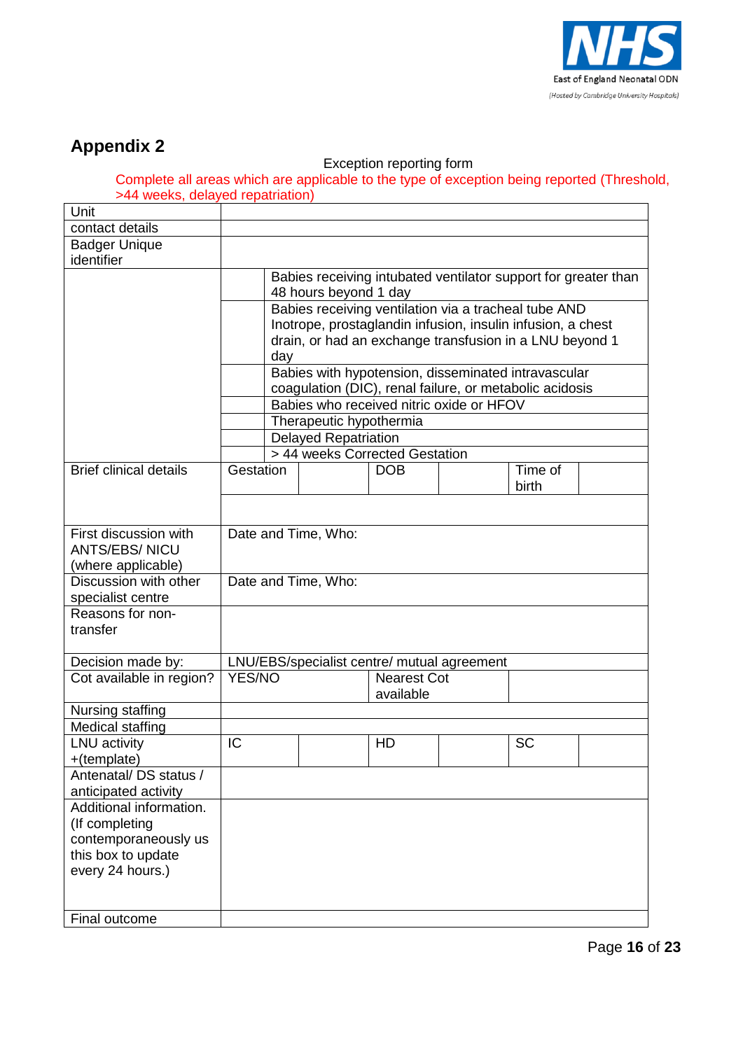## Appendix 2

Exception reporting form

Complete all areas which are applicable to the type of exception being reported (Threshold, >44 weeks, delayed repatriation)

| | | | | | | |
|---|---|---|---|---|---|---|
| Unit | | | | | | |
| contact details | | | | | | |
| Badger Unique identifier | | | | | | |
| | | Babies receiving intubated ventilator support for greater than 48 hours beyond 1 day | | | | |
| | | Babies receiving ventilation via a tracheal tube AND Inotrope, prostaglandin infusion, insulin infusion, a chest drain, or had an exchange transfusion in a LNU beyond 1 day | | | | |
| | | Babies with hypotension, disseminated intravascular coagulation (DIC), renal failure, or metabolic acidosis | | | | |
| | | Babies who received nitric oxide or HFOV | | | | |
| | | Therapeutic hypothermia | | | | |
| | | Delayed Repatriation | | | | |
| | | > 44 weeks Corrected Gestation | | | | |
| Brief clinical details | Gestation | | DOB | | Time of birth | |
| | | | | | | |
| First discussion with ANTS/EBS/ NICU (where applicable) | Date and Time, Who: | | | | | |
| Discussion with other specialist centre | Date and Time, Who: | | | | | |
| Reasons for non-transfer | | | | | | |
| Decision made by: | LNU/EBS/specialist centre/ mutual agreement | | | | | |
| Cot available in region? | YES/NO | | Nearest Cot available | | | |
| Nursing staffing | | | | | | |
| Medical staffing | | | | | | |
| LNU activity +(template) | IC | | HD | | SC | |
| Antenatal/ DS status / anticipated activity | | | | | | |
| Additional information. (If completing contemporaneously us this box to update every 24 hours.) | | | | | | |
| Final outcome | | | | | | |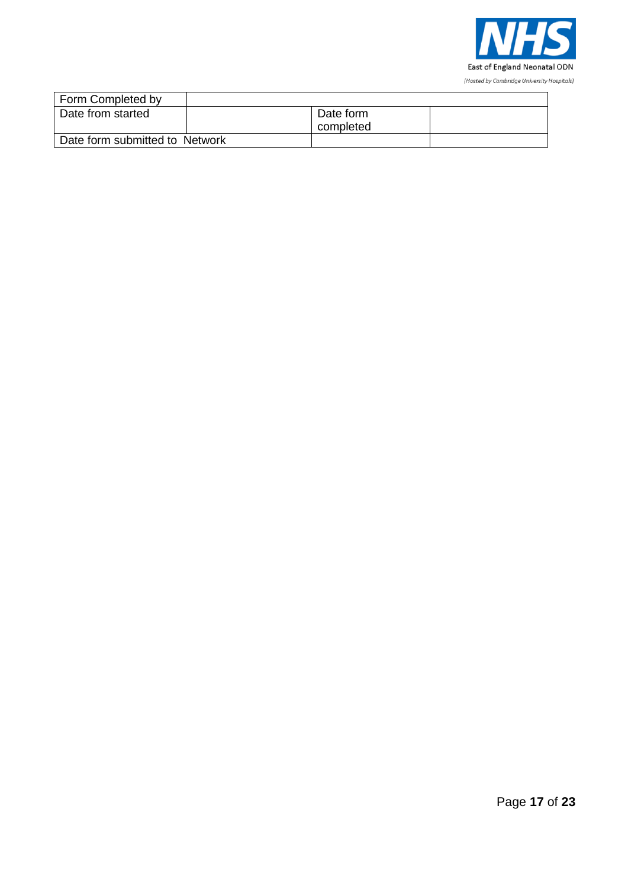| Form Completed by | | | |
|---|---|---|---|
| Date from started | | Date form completed | |
| Date form submitted to Network | | | |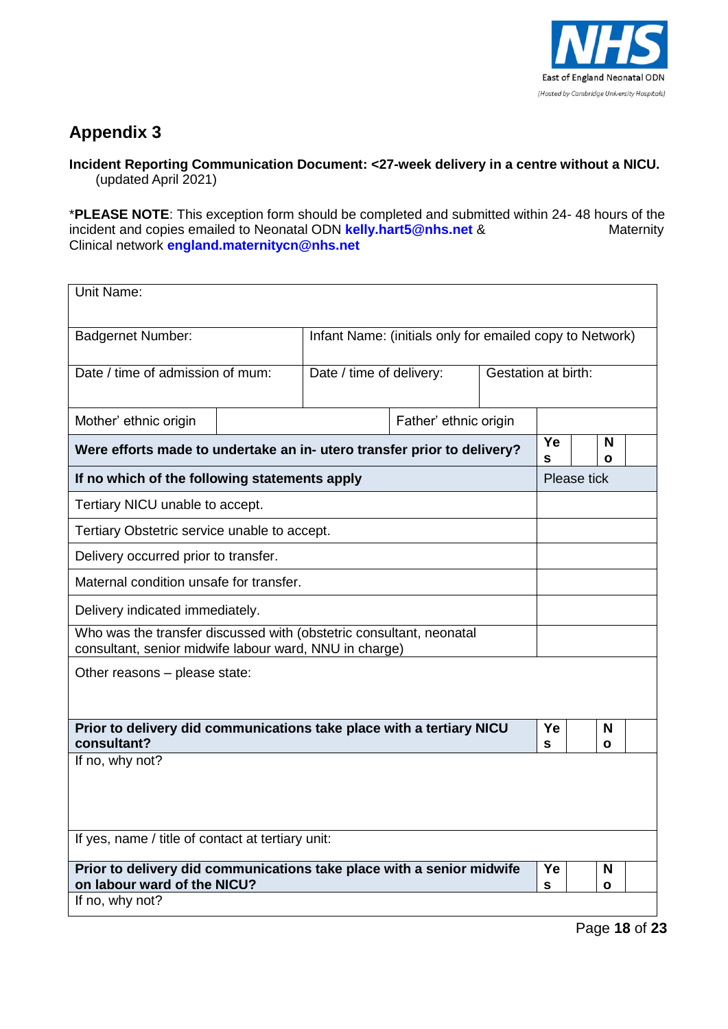# Appendix 3

**Incident Reporting Communication Document: <27-week delivery in a centre without a NICU.**
(updated April 2021)

\***PLEASE NOTE**: This exception form should be completed and submitted within 24- 48 hours of the incident and copies emailed to Neonatal ODN **kelly.hart5@nhs.net** & Maternity Clinical network **england.maternitycn@nhs.net**

| Unit Name: | | | | | |
|---|---|---|---|---|---|
| Badgernet Number: | Infant Name: (initials only for emailed copy to Network) | | | | |
| Date / time of admission of mum: | Date / time of delivery: | Gestation at birth: | | | |
| Mother' ethnic origin | | Father' ethnic origin | | | |
| **Were efforts made to undertake an in- utero transfer prior to delivery?** | | | **Yes** | | **No** |
| **If no which of the following statements apply** | | | Please tick | | |
| Tertiary NICU unable to accept. | | | | | |
| Tertiary Obstetric service unable to accept. | | | | | |
| Delivery occurred prior to transfer. | | | | | |
| Maternal condition unsafe for transfer. | | | | | |
| Delivery indicated immediately. | | | | | |
| Who was the transfer discussed with (obstetric consultant, neonatal consultant, senior midwife labour ward, NNU in charge) | | | | | |
| Other reasons – please state: | | | | | |
| **Prior to delivery did communications take place with a tertiary NICU consultant?** | | | **Yes** | | **No** |
| If no, why not? | | | | | |
| If yes, name / title of contact at tertiary unit: | | | | | |
| **Prior to delivery did communications take place with a senior midwife on labour ward of the NICU?** | | | **Yes** | | **No** |
| If no, why not? | | | | | |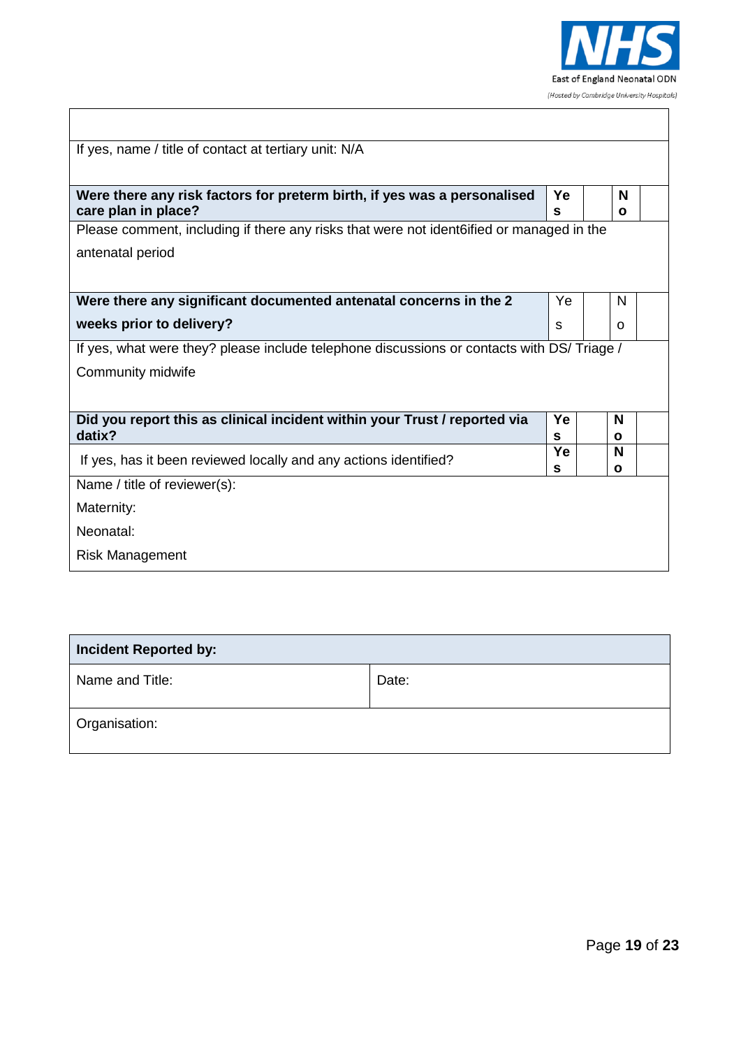| | | | | |
|---|---|---|---|---|
| | | | | |
| If yes, name / title of contact at tertiary unit: N/A | | | | |
| **Were there any risk factors for preterm birth, if yes was a personalised care plan in place?** | **Yes** | | **No** | |
| Please comment, including if there any risks that were not ident6ified or managed in the antenatal period | | | | |
| **Were there any significant documented antenatal concerns in the 2 weeks prior to delivery?** | Yes | | No | |
| If yes, what were they? please include telephone discussions or contacts with DS/ Triage / Community midwife | | | | |
| **Did you report this as clinical incident within your Trust / reported via datix?** | **Yes** | | **No** | |
| If yes, has it been reviewed locally and any actions identified? | **Yes** | | **No** | |
| Name / title of reviewer(s):<br>Maternity:<br>Neonatal:<br>Risk Management | | | | |

| **Incident Reported by:** | |
|---|---|
| Name and Title: | Date: |
| Organisation: | |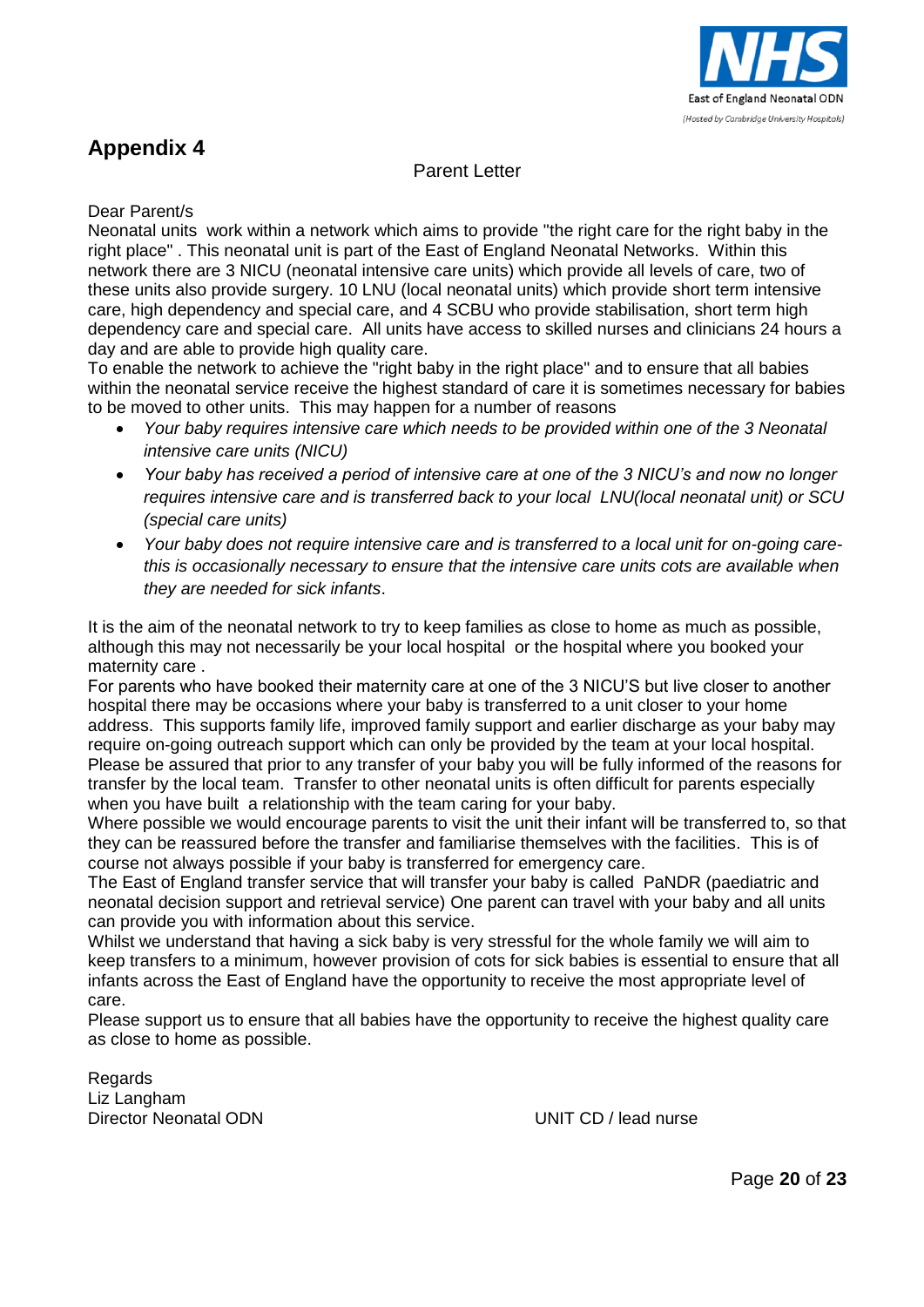# Appendix 4

Parent Letter

Dear Parent/s

Neonatal units work within a network which aims to provide "the right care for the right baby in the right place" . This neonatal unit is part of the East of England Neonatal Networks. Within this network there are 3 NICU (neonatal intensive care units) which provide all levels of care, two of these units also provide surgery. 10 LNU (local neonatal units) which provide short term intensive care, high dependency and special care, and 4 SCBU who provide stabilisation, short term high dependency care and special care. All units have access to skilled nurses and clinicians 24 hours a day and are able to provide high quality care.

To enable the network to achieve the "right baby in the right place" and to ensure that all babies within the neonatal service receive the highest standard of care it is sometimes necessary for babies to be moved to other units. This may happen for a number of reasons

- *Your baby requires intensive care which needs to be provided within one of the 3 Neonatal intensive care units (NICU)*
- *Your baby has received a period of intensive care at one of the 3 NICU's and now no longer requires intensive care and is transferred back to your local LNU(local neonatal unit) or SCU (special care units)*
- *Your baby does not require intensive care and is transferred to a local unit for on-going care- this is occasionally necessary to ensure that the intensive care units cots are available when they are needed for sick infants*.

It is the aim of the neonatal network to try to keep families as close to home as much as possible, although this may not necessarily be your local hospital or the hospital where you booked your maternity care .

For parents who have booked their maternity care at one of the 3 NICU'S but live closer to another hospital there may be occasions where your baby is transferred to a unit closer to your home address. This supports family life, improved family support and earlier discharge as your baby may require on-going outreach support which can only be provided by the team at your local hospital.

Please be assured that prior to any transfer of your baby you will be fully informed of the reasons for transfer by the local team. Transfer to other neonatal units is often difficult for parents especially when you have built a relationship with the team caring for your baby.

Where possible we would encourage parents to visit the unit their infant will be transferred to, so that they can be reassured before the transfer and familiarise themselves with the facilities. This is of course not always possible if your baby is transferred for emergency care.

The East of England transfer service that will transfer your baby is called PaNDR (paediatric and neonatal decision support and retrieval service) One parent can travel with your baby and all units can provide you with information about this service.

Whilst we understand that having a sick baby is very stressful for the whole family we will aim to keep transfers to a minimum, however provision of cots for sick babies is essential to ensure that all infants across the East of England have the opportunity to receive the most appropriate level of care.

Please support us to ensure that all babies have the opportunity to receive the highest quality care as close to home as possible.

Regards

Liz Langham

Director Neonatal ODN

UNIT CD / lead nurse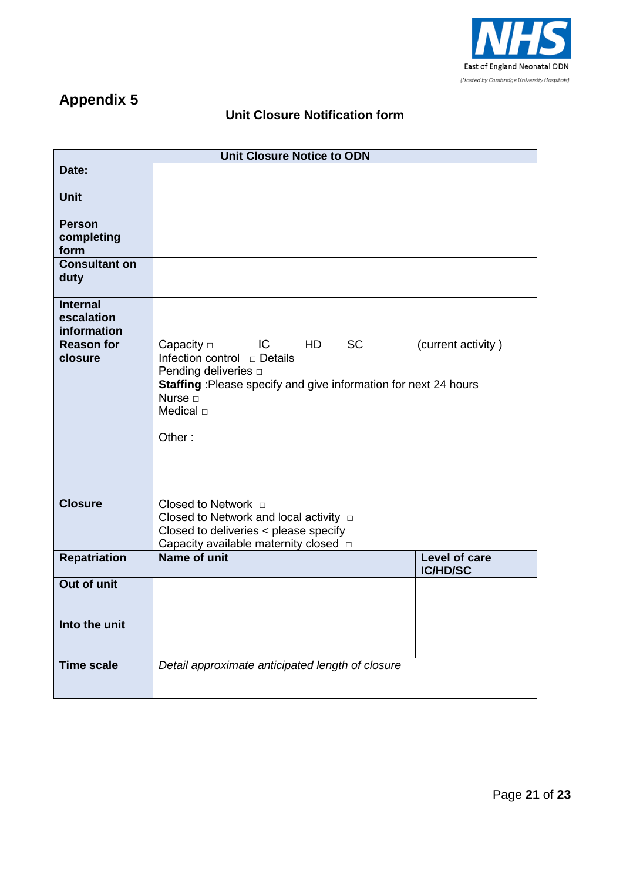## Appendix 5

### Unit Closure Notification form

| Unit Closure Notice to ODN | | |
|---|---|---|
| **Date:** | | |
| **Unit** | | |
| **Person completing form** | | |
| **Consultant on duty** | | |
| **Internal escalation information** | | |
| **Reason for closure** | Capacity □ IC HD SC (current activity )<br>Infection control □ Details<br>Pending deliveries □<br>**Staffing** :Please specify and give information for next 24 hours<br>Nurse □<br>Medical □<br><br>Other : | |
| **Closure** | Closed to Network □<br>Closed to Network and local activity □<br>Closed to deliveries < please specify<br>Capacity available maternity closed □ | |
| **Repatriation** | **Name of unit** | **Level of care IC/HD/SC** |
| **Out of unit** | | |
| **Into the unit** | | |
| **Time scale** | *Detail approximate anticipated length of closure* | |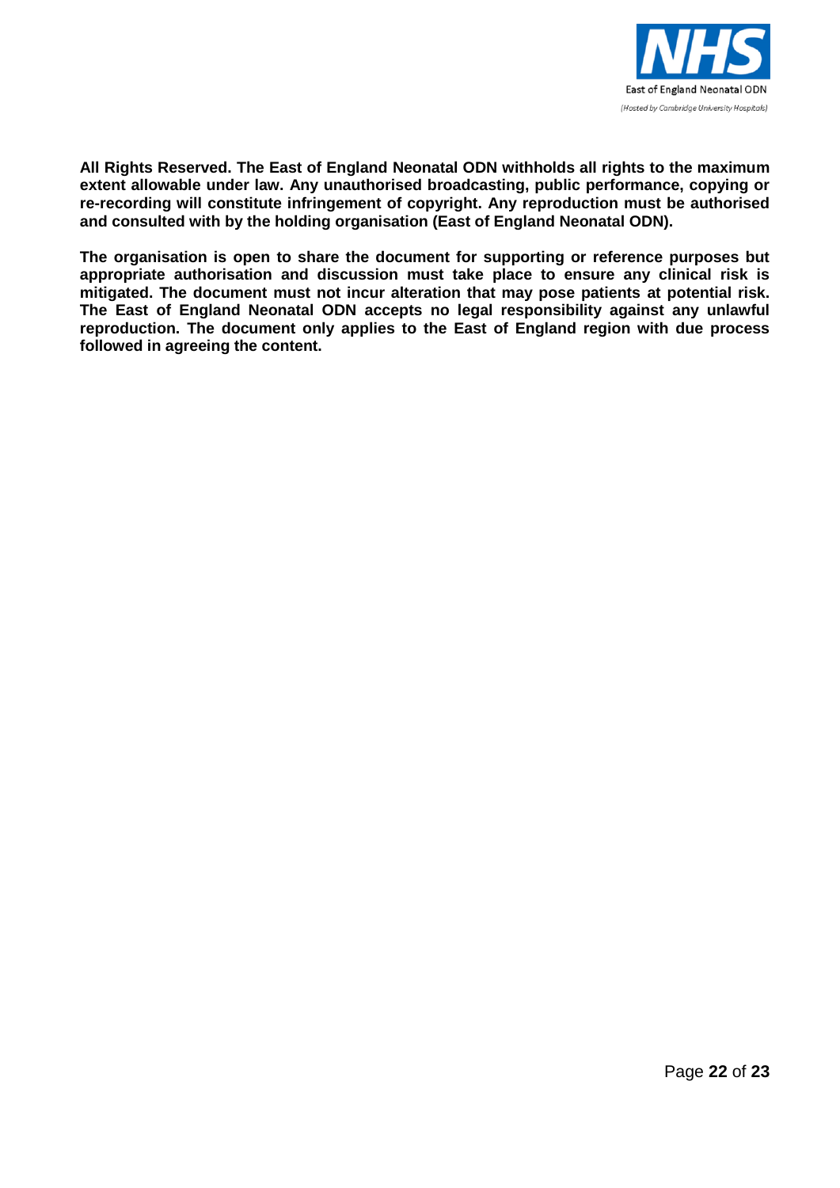**All Rights Reserved. The East of England Neonatal ODN withholds all rights to the maximum extent allowable under law. Any unauthorised broadcasting, public performance, copying or re-recording will constitute infringement of copyright. Any reproduction must be authorised and consulted with by the holding organisation (East of England Neonatal ODN).**

**The organisation is open to share the document for supporting or reference purposes but appropriate authorisation and discussion must take place to ensure any clinical risk is mitigated. The document must not incur alteration that may pose patients at potential risk. The East of England Neonatal ODN accepts no legal responsibility against any unlawful reproduction. The document only applies to the East of England region with due process followed in agreeing the content.**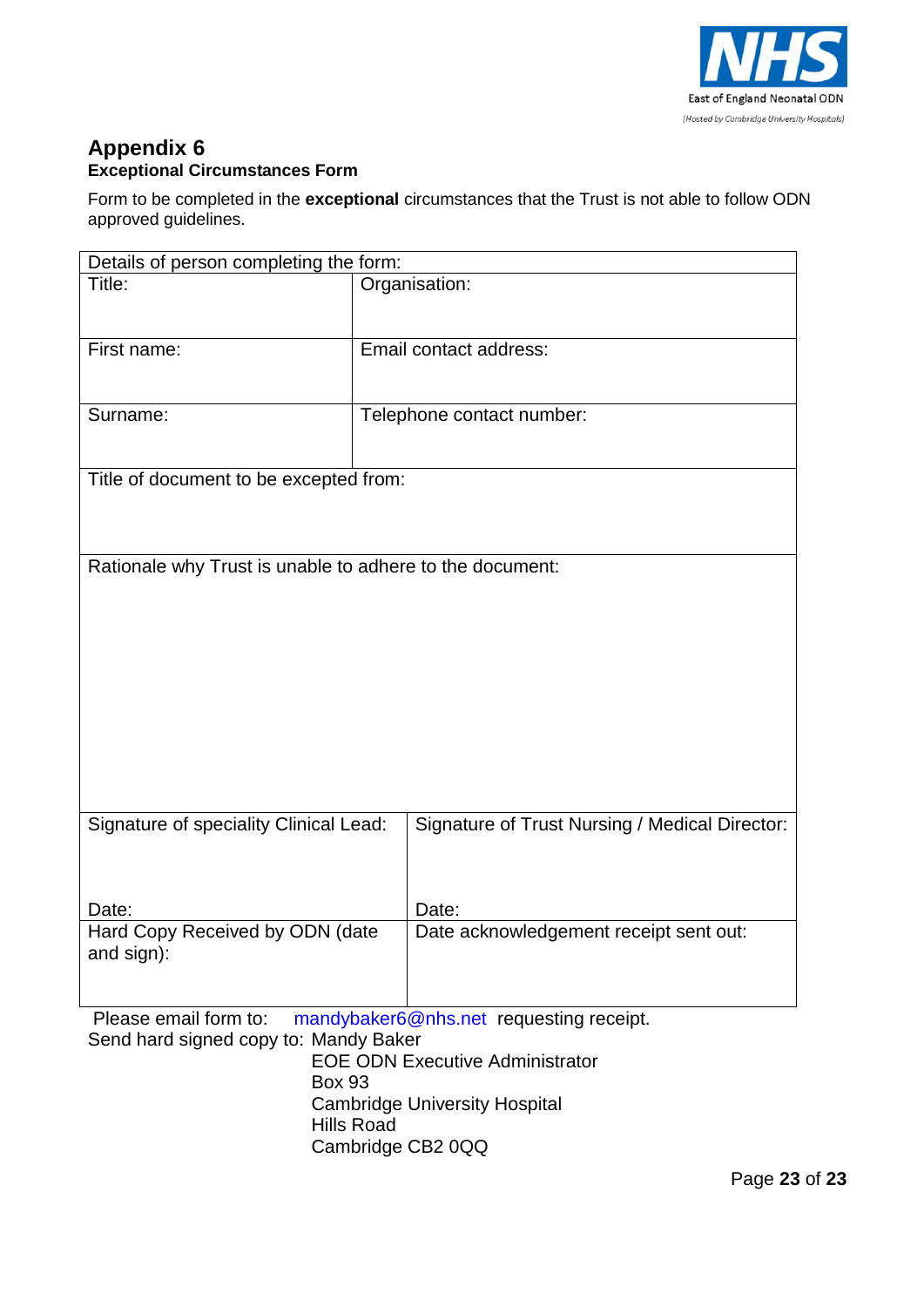NHS
East of England Neonatal ODN
(Hosted by Cambridge University Hospitals)

## Appendix 6

### Exceptional Circumstances Form

Form to be completed in the **exceptional** circumstances that the Trust is not able to follow ODN approved guidelines.

| Details of person completing the form: | |
|---|---|
| Title: | Organisation: |
| First name: | Email contact address: |
| Surname: | Telephone contact number: |
| Title of document to be excepted from: | |
| Rationale why Trust is unable to adhere to the document: | |
| Signature of speciality Clinical Lead:<br><br>Date: | Signature of Trust Nursing / Medical Director:<br><br>Date: |
| Hard Copy Received by ODN (date and sign): | Date acknowledgement receipt sent out: |

Please email form to: mandybaker6@nhs.net requesting receipt.

Send hard signed copy to: Mandy Baker
EOE ODN Executive Administrator
Box 93
Cambridge University Hospital
Hills Road
Cambridge CB2 0QQ